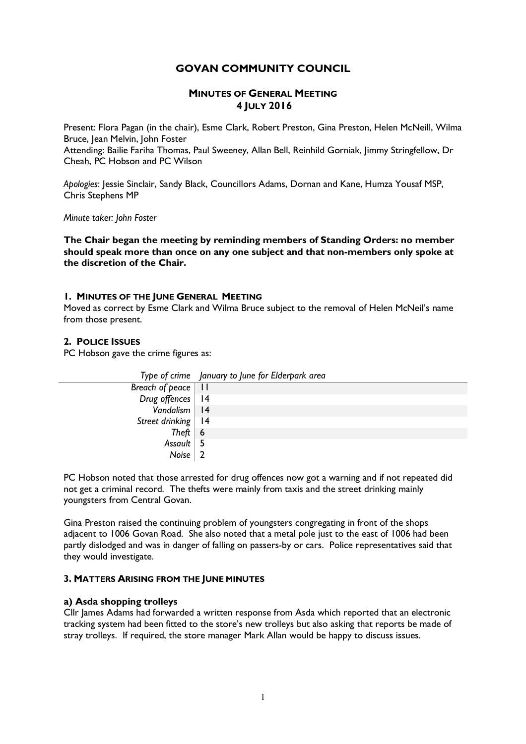# GOVAN COMMUNITY COUNCIL

## MINUTES OF GENERAL MEETING
## 4 JULY 2016

Present: Flora Pagan (in the chair), Esme Clark, Robert Preston, Gina Preston, Helen McNeill, Wilma Bruce, Jean Melvin, John Foster
Attending: Bailie Fariha Thomas, Paul Sweeney, Allan Bell, Reinhild Gorniak, Jimmy Stringfellow, Dr Cheah, PC Hobson and PC Wilson

*Apologies*: Jessie Sinclair, Sandy Black, Councillors Adams, Dornan and Kane, Humza Yousaf MSP, Chris Stephens MP

*Minute taker: John Foster*

**The Chair began the meeting by reminding members of Standing Orders: no member should speak more than once on any one subject and that non-members only spoke at the discretion of the Chair.**

### 1. MINUTES OF THE JUNE GENERAL MEETING

Moved as correct by Esme Clark and Wilma Bruce subject to the removal of Helen McNeil's name from those present.

### 2. POLICE ISSUES

PC Hobson gave the crime figures as:

| *Type of crime* | *January to June for Elderpark area* |
|---|---|
| *Breach of peace* | 11 |
| *Drug offences* | 14 |
| *Vandalism* | 14 |
| *Street drinking* | 14 |
| *Theft* | 6 |
| *Assault* | 5 |
| *Noise* | 2 |

PC Hobson noted that those arrested for drug offences now got a warning and if not repeated did not get a criminal record. The thefts were mainly from taxis and the street drinking mainly youngsters from Central Govan.

Gina Preston raised the continuing problem of youngsters congregating in front of the shops adjacent to 1006 Govan Road. She also noted that a metal pole just to the east of 1006 had been partly dislodged and was in danger of falling on passers-by or cars. Police representatives said that they would investigate.

### 3. MATTERS ARISING FROM THE JUNE MINUTES

#### a) Asda shopping trolleys

Cllr James Adams had forwarded a written response from Asda which reported that an electronic tracking system had been fitted to the store's new trolleys but also asking that reports be made of stray trolleys. If required, the store manager Mark Allan would be happy to discuss issues.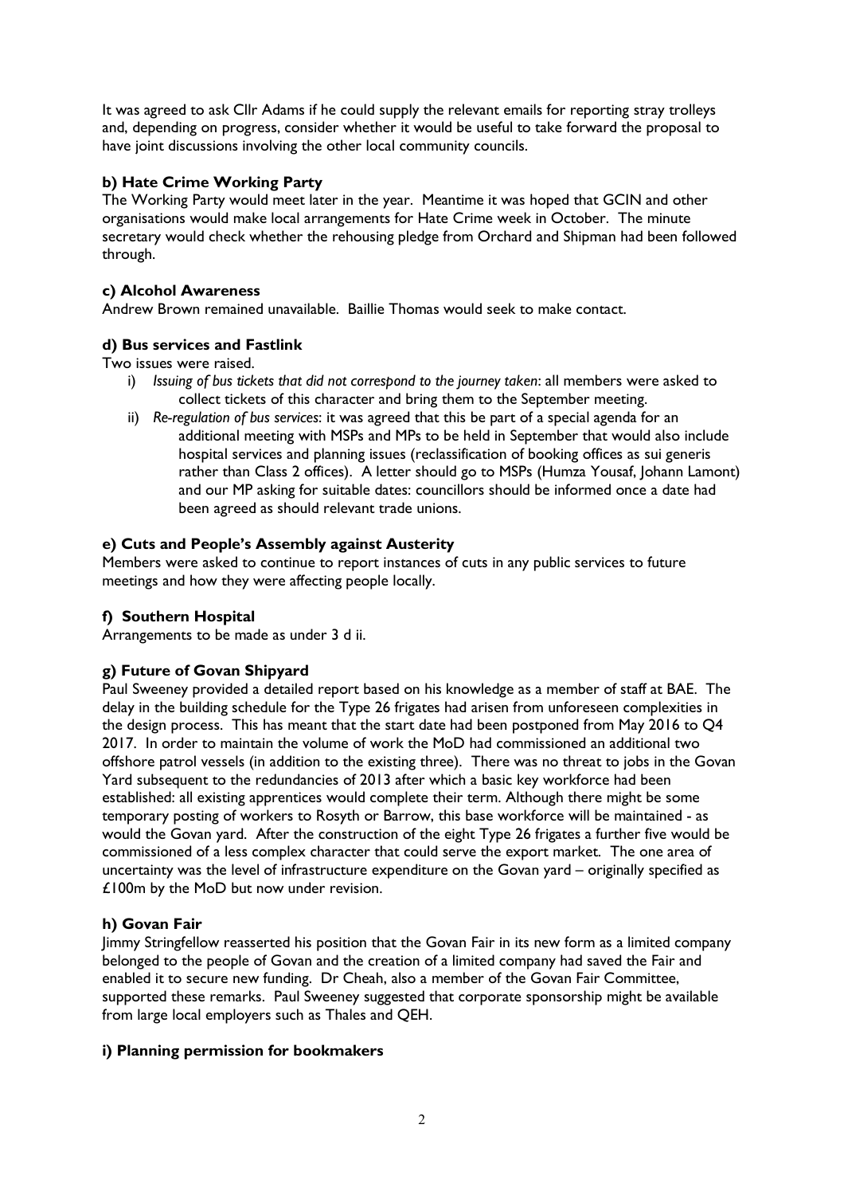It was agreed to ask Cllr Adams if he could supply the relevant emails for reporting stray trolleys and, depending on progress, consider whether it would be useful to take forward the proposal to have joint discussions involving the other local community councils.

### b) Hate Crime Working Party

The Working Party would meet later in the year. Meantime it was hoped that GCIN and other organisations would make local arrangements for Hate Crime week in October. The minute secretary would check whether the rehousing pledge from Orchard and Shipman had been followed through.

### c) Alcohol Awareness

Andrew Brown remained unavailable. Baillie Thomas would seek to make contact.

### d) Bus services and Fastlink

Two issues were raised.

i) *Issuing of bus tickets that did not correspond to the journey taken*: all members were asked to collect tickets of this character and bring them to the September meeting.

ii) *Re-regulation of bus services*: it was agreed that this be part of a special agenda for an additional meeting with MSPs and MPs to be held in September that would also include hospital services and planning issues (reclassification of booking offices as sui generis rather than Class 2 offices). A letter should go to MSPs (Humza Yousaf, Johann Lamont) and our MP asking for suitable dates: councillors should be informed once a date had been agreed as should relevant trade unions.

### e) Cuts and People's Assembly against Austerity

Members were asked to continue to report instances of cuts in any public services to future meetings and how they were affecting people locally.

### f) Southern Hospital

Arrangements to be made as under 3 d ii.

### g) Future of Govan Shipyard

Paul Sweeney provided a detailed report based on his knowledge as a member of staff at BAE. The delay in the building schedule for the Type 26 frigates had arisen from unforeseen complexities in the design process. This has meant that the start date had been postponed from May 2016 to Q4 2017. In order to maintain the volume of work the MoD had commissioned an additional two offshore patrol vessels (in addition to the existing three). There was no threat to jobs in the Govan Yard subsequent to the redundancies of 2013 after which a basic key workforce had been established: all existing apprentices would complete their term. Although there might be some temporary posting of workers to Rosyth or Barrow, this base workforce will be maintained - as would the Govan yard. After the construction of the eight Type 26 frigates a further five would be commissioned of a less complex character that could serve the export market. The one area of uncertainty was the level of infrastructure expenditure on the Govan yard – originally specified as £100m by the MoD but now under revision.

### h) Govan Fair

Jimmy Stringfellow reasserted his position that the Govan Fair in its new form as a limited company belonged to the people of Govan and the creation of a limited company had saved the Fair and enabled it to secure new funding. Dr Cheah, also a member of the Govan Fair Committee, supported these remarks. Paul Sweeney suggested that corporate sponsorship might be available from large local employers such as Thales and QEH.

### i) Planning permission for bookmakers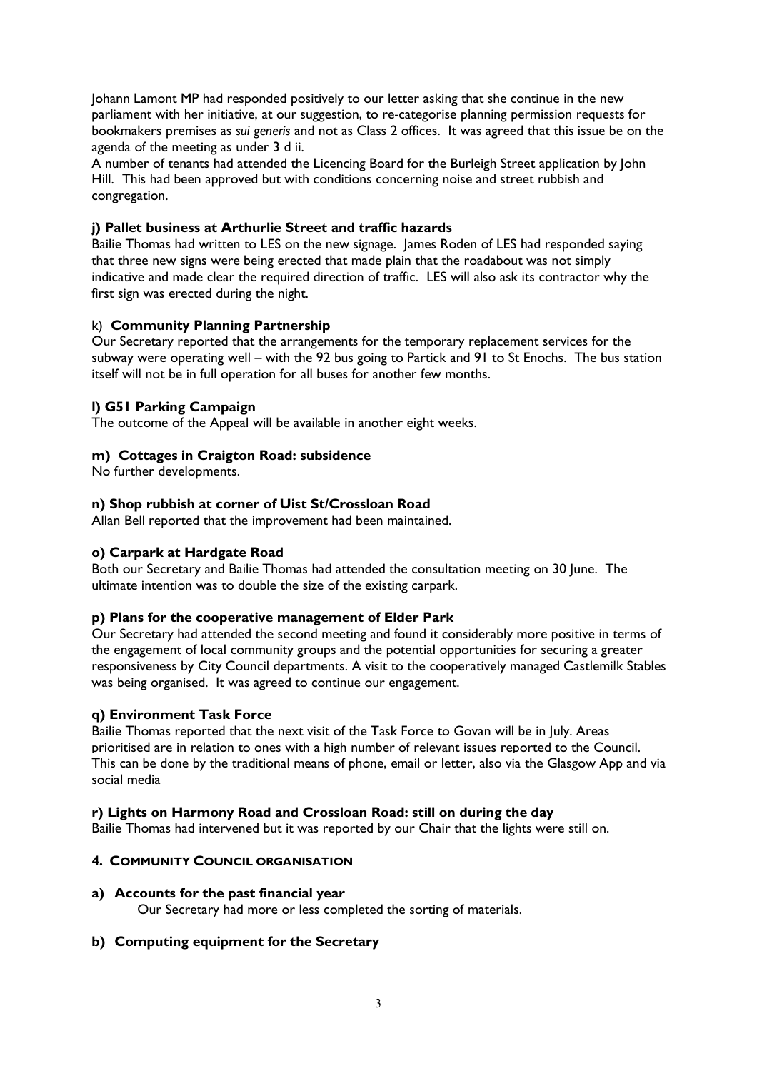Johann Lamont MP had responded positively to our letter asking that she continue in the new parliament with her initiative, at our suggestion, to re-categorise planning permission requests for bookmakers premises as *sui generis* and not as Class 2 offices. It was agreed that this issue be on the agenda of the meeting as under 3 d ii.

A number of tenants had attended the Licencing Board for the Burleigh Street application by John Hill. This had been approved but with conditions concerning noise and street rubbish and congregation.

**j) Pallet business at Arthurlie Street and traffic hazards**

Bailie Thomas had written to LES on the new signage. James Roden of LES had responded saying that three new signs were being erected that made plain that the roadabout was not simply indicative and made clear the required direction of traffic. LES will also ask its contractor why the first sign was erected during the night.

k) **Community Planning Partnership**

Our Secretary reported that the arrangements for the temporary replacement services for the subway were operating well – with the 92 bus going to Partick and 91 to St Enochs. The bus station itself will not be in full operation for all buses for another few months.

**l) G51 Parking Campaign**

The outcome of the Appeal will be available in another eight weeks.

**m) Cottages in Craigton Road: subsidence**

No further developments.

**n) Shop rubbish at corner of Uist St/Crossloan Road**

Allan Bell reported that the improvement had been maintained.

**o) Carpark at Hardgate Road**

Both our Secretary and Bailie Thomas had attended the consultation meeting on 30 June. The ultimate intention was to double the size of the existing carpark.

**p) Plans for the cooperative management of Elder Park**

Our Secretary had attended the second meeting and found it considerably more positive in terms of the engagement of local community groups and the potential opportunities for securing a greater responsiveness by City Council departments. A visit to the cooperatively managed Castlemilk Stables was being organised. It was agreed to continue our engagement.

**q) Environment Task Force**

Bailie Thomas reported that the next visit of the Task Force to Govan will be in July. Areas prioritised are in relation to ones with a high number of relevant issues reported to the Council. This can be done by the traditional means of phone, email or letter, also via the Glasgow App and via social media

**r) Lights on Harmony Road and Crossloan Road: still on during the day**

Bailie Thomas had intervened but it was reported by our Chair that the lights were still on.

## 4. COMMUNITY COUNCIL ORGANISATION

**a) Accounts for the past financial year**

Our Secretary had more or less completed the sorting of materials.

**b) Computing equipment for the Secretary**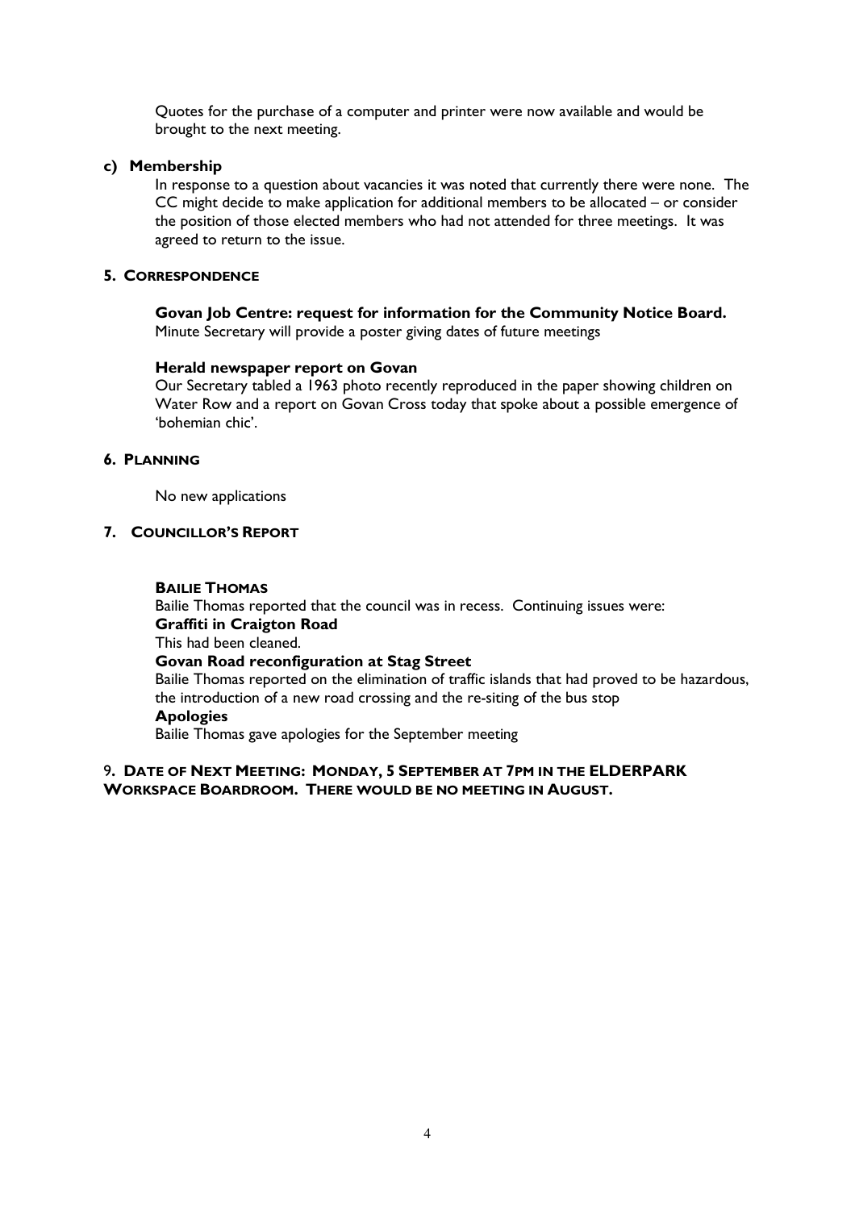Quotes for the purchase of a computer and printer were now available and would be brought to the next meeting.

**c) Membership**

In response to a question about vacancies it was noted that currently there were none. The CC might decide to make application for additional members to be allocated – or consider the position of those elected members who had not attended for three meetings. It was agreed to return to the issue.

## 5. CORRESPONDENCE

**Govan Job Centre: request for information for the Community Notice Board.**
Minute Secretary will provide a poster giving dates of future meetings

**Herald newspaper report on Govan**
Our Secretary tabled a 1963 photo recently reproduced in the paper showing children on Water Row and a report on Govan Cross today that spoke about a possible emergence of 'bohemian chic'.

## 6. PLANNING

No new applications

## 7. COUNCILLOR'S REPORT

**BAILIE THOMAS**
Bailie Thomas reported that the council was in recess. Continuing issues were:
**Graffiti in Craigton Road**
This had been cleaned.
**Govan Road reconfiguration at Stag Street**
Bailie Thomas reported on the elimination of traffic islands that had proved to be hazardous, the introduction of a new road crossing and the re-siting of the bus stop
**Apologies**
Bailie Thomas gave apologies for the September meeting

## 9. DATE OF NEXT MEETING: MONDAY, 5 SEPTEMBER AT 7PM IN THE ELDERPARK WORKSPACE BOARDROOM. THERE WOULD BE NO MEETING IN AUGUST.